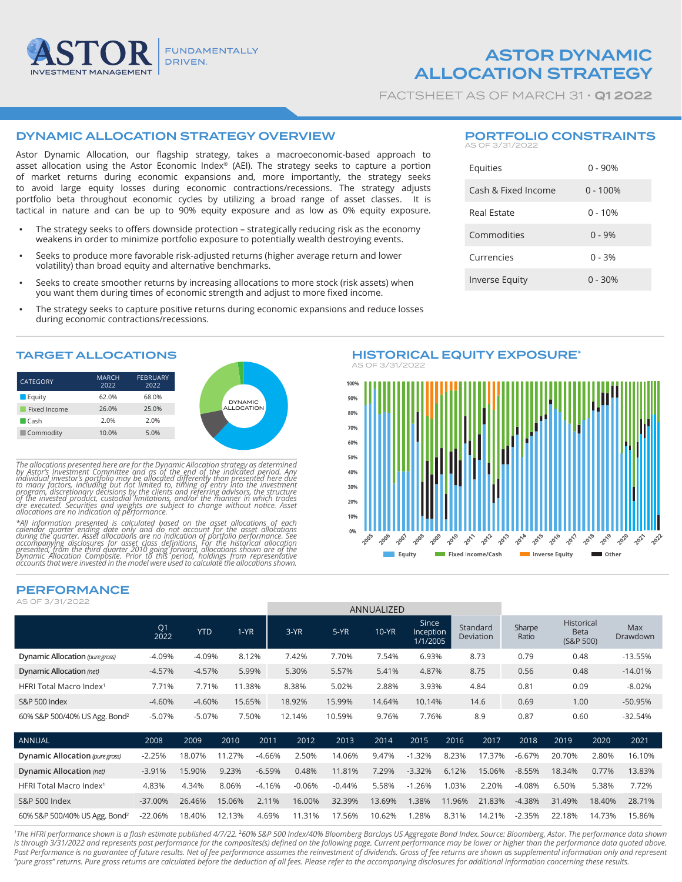# ASTOR DYNAMIC ALLOCATION STRATEGY

FACTSHEET AS OF MARCH 31 · **Q1 2022**

## DYNAMIC ALLOCATION STRATEGY OVERVIEW

Astor Dynamic Allocation, our flagship strategy, takes a macroeconomic-based approach to asset allocation using the Astor Economic Index® (AEI). The strategy seeks to capture a portion of market returns during economic expansions and, more importantly, the strategy seeks to avoid large equity losses during economic contractions/recessions. The strategy adjusts portfolio beta throughout economic cycles by utilizing a broad range of asset classes. It is tactical in nature and can be up to 90% equity exposure and as low as 0% equity exposure.

- The strategy seeks to offers downside protection – strategically reducing risk as the economy weakens in order to minimize portfolio exposure to potentially wealth destroying events.
- Seeks to produce more favorable risk-adjusted returns (higher average return and lower volatility) than broad equity and alternative benchmarks.
- Seeks to create smoother returns by increasing allocations to more stock (risk assets) when you want them during times of economic strength and adjust to more fixed income.
- The strategy seeks to capture positive returns during economic expansions and reduce losses during economic contractions/recessions.

## PORTFOLIO CONSTRAINTS

AS OF 3/31/2022

| | |
|---|---|
| Equities | 0 - 90% |
| Cash & Fixed Income | 0 - 100% |
| Real Estate | 0 - 10% |
| Commodities | 0 - 9% |
| Currencies | 0 - 3% |
| Inverse Equity | 0 - 30% |

## TARGET ALLOCATIONS

| CATEGORY | MARCH 2022 | FEBRUARY 2022 |
|---|---|---|
| Equity | 62.0% | 68.0% |
| Fixed Income | 26.0% | 25.0% |
| Cash | 2.0% | 2.0% |
| Commodity | 10.0% | 5.0% |

DYNAMIC ALLOCATION

*The allocations presented here are for the Dynamic Allocation strategy as determined by Astor's Investment Committee and as of the end of the indicated period. Any individual investor's portfolio may be allocated differently than presented here due to many factors, including but not limited to, timing of entry into the investment program, discretionary decisions by the clients and referring advisors, the structure of the invested product, custodial limitations, and/or the manner in which trades are executed. Securities and weights are subject to change without notice. Asset allocations are no indication of performance.*

*\*All information presented is calculated based on the asset allocations of each calendar quarter ending date only and do not account for the asset allocations during the quarter. Asset allocations are no indication of portfolio performance. See accompanying disclosures for asset class definitions. For the historical allocation presented, from the third quarter 2010 going forward, allocations shown are of the Dynamic Allocation Composite. Prior to this period, holdings from representative accounts that were invested in the model were used to calculate the allocations shown.*

## HISTORICAL EQUITY EXPOSURE*

AS OF 3/31/2022

Equity | Fixed Income/Cash | Inverse Equity | Other

## PERFORMANCE

AS OF 3/31/2022

| | Q1 2022 | YTD | 1-YR | 3-YR (Annualized) | 5-YR (Annualized) | 10-YR (Annualized) | Since Inception 1/1/2005 (Annualized) | Standard Deviation | Sharpe Ratio | Historical Beta (S&P 500) | Max Drawdown |
|---|---|---|---|---|---|---|---|---|---|---|---|
| Dynamic Allocation *(pure gross)* | -4.09% | -4.09% | 8.12% | 7.42% | 7.70% | 7.54% | 6.93% | 8.73 | 0.79 | 0.48 | -13.55% |
| Dynamic Allocation *(net)* | -4.57% | -4.57% | 5.99% | 5.30% | 5.57% | 5.41% | 4.87% | 8.75 | 0.56 | 0.48 | -14.01% |
| HFRI Total Macro Index[1] | 7.71% | 7.71% | 11.38% | 8.38% | 5.02% | 2.88% | 3.93% | 4.84 | 0.81 | 0.09 | -8.02% |
| S&P 500 Index | -4.60% | -4.60% | 15.65% | 18.92% | 15.99% | 14.64% | 10.14% | 14.6 | 0.69 | 1.00 | -50.95% |
| 60% S&P 500/40% US Agg. Bond[2] | -5.07% | -5.07% | 7.50% | 12.14% | 10.59% | 9.76% | 7.76% | 8.9 | 0.87 | 0.60 | -32.54% |

| ANNUAL | 2008 | 2009 | 2010 | 2011 | 2012 | 2013 | 2014 | 2015 | 2016 | 2017 | 2018 | 2019 | 2020 | 2021 |
|---|---|---|---|---|---|---|---|---|---|---|---|---|---|---|
| Dynamic Allocation *(pure gross)* | -2.25% | 18.07% | 11.27% | -4.66% | 2.50% | 14.06% | 9.47% | -1.32% | 8.23% | 17.37% | -6.67% | 20.70% | 2.80% | 16.10% |
| Dynamic Allocation *(net)* | -3.91% | 15.90% | 9.23% | -6.59% | 0.48% | 11.81% | 7.29% | -3.32% | 6.12% | 15.06% | -8.55% | 18.34% | 0.77% | 13.83% |
| HFRI Total Macro Index[1] | 4.83% | 4.34% | 8.06% | -4.16% | -0.06% | -0.44% | 5.58% | -1.26% | 1.03% | 2.20% | -4.08% | 6.50% | 5.38% | 7.72% |
| S&P 500 Index | -37.00% | 26.46% | 15.06% | 2.11% | 16.00% | 32.39% | 13.69% | 1.38% | 11.96% | 21.83% | -4.38% | 31.49% | 18.40% | 28.71% |
| 60% S&P 500/40% US Agg. Bond[2] | -22.06% | 18.40% | 12.13% | 4.69% | 11.31% | 17.56% | 10.62% | 1.28% | 8.31% | 14.21% | -2.35% | 22.18% | 14.73% | 15.86% |

*[1]The HFRI performance shown is a flash estimate published 4/7/22. [2]60% S&P 500 Index/40% Bloomberg Barclays US Aggregate Bond Index. Source: Bloomberg, Astor. The performance data shown is through 3/31/2022 and represents past performance for the composites(s) defined on the following page. Current performance may be lower or higher than the performance data quoted above. Past Performance is no guarantee of future results. Net of fee performance assumes the reinvestment of dividends. Gross of fee returns are shown as supplemental information only and represent "pure gross" returns. Pure gross returns are calculated before the deduction of all fees. Please refer to the accompanying disclosures for additional information concerning these results.*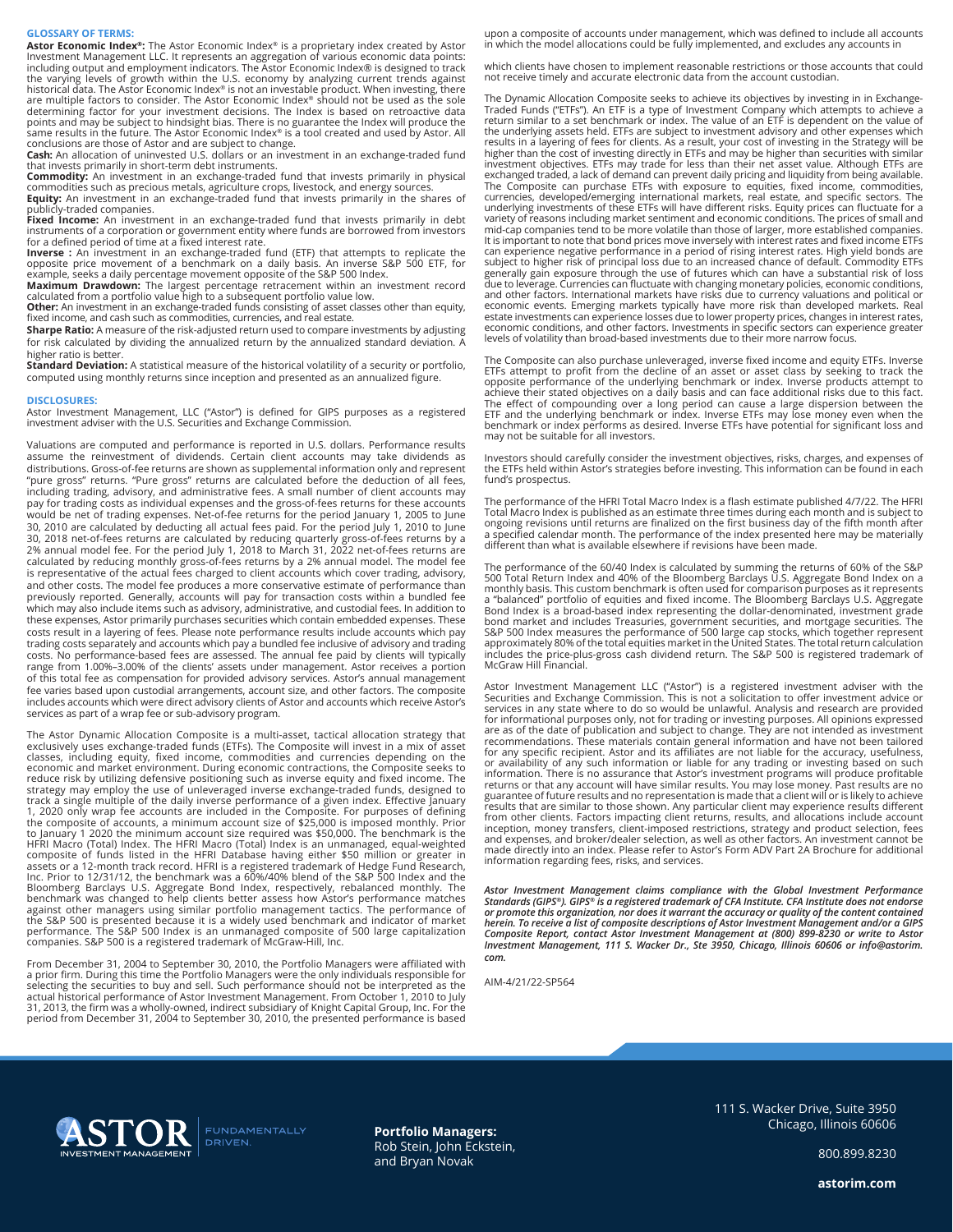## GLOSSARY OF TERMS:

**Astor Economic Index®:** The Astor Economic Index® is a proprietary index created by Astor Investment Management LLC. It represents an aggregation of various economic data points: including output and employment indicators. The Astor Economic Index® is designed to track the varying levels of growth within the U.S. economy by analyzing current trends against historical data. The Astor Economic Index® is not an investable product. When investing, there are multiple factors to consider. The Astor Economic Index® should not be used as the sole determining factor for your investment decisions. The Index is based on retroactive data points and may be subject to hindsight bias. There is no guarantee the Index will produce the same results in the future. The Astor Economic Index® is a tool created and used by Astor. All conclusions are those of Astor and are subject to change.

**Cash:** An allocation of uninvested U.S. dollars or an investment in an exchange-traded fund that invests primarily in short-term debt instruments.

**Commodity:** An investment in an exchange-traded fund that invests primarily in physical commodities such as precious metals, agriculture crops, livestock, and energy sources.

**Equity:** An investment in an exchange-traded fund that invests primarily in the shares of publicly-traded companies.

**Fixed Income:** An investment in an exchange-traded fund that invests primarily in debt instruments of a corporation or government entity where funds are borrowed from investors for a defined period of time at a fixed interest rate.

**Inverse :** An investment in an exchange-traded fund (ETF) that attempts to replicate the opposite price movement of a benchmark on a daily basis. An inverse S&P 500 ETF, for example, seeks a daily percentage movement opposite of the S&P 500 Index.

**Maximum Drawdown:** The largest percentage retracement within an investment record calculated from a portfolio value high to a subsequent portfolio value low.

**Other:** An investment in an exchange-traded funds consisting of asset classes other than equity, fixed income, and cash such as commodities, currencies, and real estate.

**Sharpe Ratio:** A measure of the risk-adjusted return used to compare investments by adjusting for risk calculated by dividing the annualized return by the annualized standard deviation. A higher ratio is better.

**Standard Deviation:** A statistical measure of the historical volatility of a security or portfolio, computed using monthly returns since inception and presented as an annualized figure.

## DISCLOSURES:

Astor Investment Management, LLC ("Astor") is defined for GIPS purposes as a registered investment adviser with the U.S. Securities and Exchange Commission.

Valuations are computed and performance is reported in U.S. dollars. Performance results assume the reinvestment of dividends. Certain client accounts may take dividends as distributions. Gross-of-fee returns are shown as supplemental information only and represent "pure gross" returns. "Pure gross" returns are calculated before the deduction of all fees, including trading, advisory, and administrative fees. A small number of client accounts may pay for trading costs as individual expenses and the gross-of-fees returns for these accounts would be net of trading expenses. Net-of-fee returns for the period January 1, 2005 to June 30, 2010 are calculated by deducting all actual fees paid. For the period July 1, 2010 to June 30, 2018 net-of-fees returns are calculated by reducing quarterly gross-of-fees returns by a 2% annual model fee. For the period July 1, 2018 to March 31, 2022 net-of-fees returns are calculated by reducing monthly gross-of-fees returns by a 2% annual model. The model fee is representative of the actual fees charged to client accounts which cover trading, advisory, and other costs. The model fee produces a more conservative estimate of performance than previously reported. Generally, accounts will pay for transaction costs within a bundled fee which may also include items such as advisory, administrative, and custodial fees. In addition to these expenses, Astor primarily purchases securities which contain embedded expenses. These costs result in a layering of fees. Please note performance results include accounts which pay trading costs separately and accounts which pay a bundled fee inclusive of advisory and trading costs. No performance-based fees are assessed. The annual fee paid by clients will typically range from 1.00%–3.00% of the clients' assets under management. Astor receives a portion of this total fee as compensation for provided advisory services. Astor's annual management fee varies based upon custodial arrangements, account size, and other factors. The composite includes accounts which were direct advisory clients of Astor and accounts which receive Astor's services as part of a wrap fee or sub-advisory program.

The Astor Dynamic Allocation Composite is a multi-asset, tactical allocation strategy that exclusively uses exchange-traded funds (ETFs). The Composite will invest in a mix of asset classes, including equity, fixed income, commodities and currencies depending on the economic and market environment. During economic contractions, the Composite seeks to reduce risk by utilizing defensive positioning such as inverse equity and fixed income. The strategy may employ the use of unleveraged inverse exchange-traded funds, designed to track a single multiple of the daily inverse performance of a given index. Effective January 1, 2020 only wrap fee accounts are included in the Composite. For purposes of defining the composite of accounts, a minimum account size of $25,000 is imposed monthly. Prior to January 1 2020 the minimum account size required was $50,000. The benchmark is the HFRI Macro (Total) Index. The HFRI Macro (Total) Index is an unmanaged, equal-weighted composite of funds listed in the HFRI Database having either $50 million or greater in assets or a 12-month track record. HFRI is a registered trademark of Hedge Fund Research, Inc. Prior to 12/31/12, the benchmark was a 60%/40% blend of the S&P 500 Index and the Bloomberg Barclays U.S. Aggregate Bond Index, respectively, rebalanced monthly. The benchmark was changed to help clients better assess how Astor's performance matches against other managers using similar portfolio management tactics. The performance of the S&P 500 is presented because it is a widely used benchmark and indicator of market performance. The S&P 500 Index is an unmanaged composite of 500 large capitalization companies. S&P 500 is a registered trademark of McGraw-Hill, Inc.

From December 31, 2004 to September 30, 2010, the Portfolio Managers were affiliated with a prior firm. During this time the Portfolio Managers were the only individuals responsible for selecting the securities to buy and sell. Such performance should not be interpreted as the actual historical performance of Astor Investment Management. From October 1, 2010 to July 31, 2013, the firm was a wholly-owned, indirect subsidiary of Knight Capital Group, Inc. For the period from December 31, 2004 to September 30, 2010, the presented performance is based upon a composite of accounts under management, which was defined to include all accounts in which the model allocations could be fully implemented, and excludes any accounts in which clients have chosen to implement reasonable restrictions or those accounts that could not receive timely and accurate electronic data from the account custodian.

The Dynamic Allocation Composite seeks to achieve its objectives by investing in in Exchange-Traded Funds ("ETFs"). An ETF is a type of Investment Company which attempts to achieve a return similar to a set benchmark or index. The value of an ETF is dependent on the value of the underlying assets held. ETFs are subject to investment advisory and other expenses which results in a layering of fees for clients. As a result, your cost of investing in the Strategy will be higher than the cost of investing directly in ETFs and may be higher than securities with similar investment objectives. ETFs may trade for less than their net asset value. Although ETFs are exchanged traded, a lack of demand can prevent daily pricing and liquidity from being available. The Composite can purchase ETFs with exposure to equities, fixed income, commodities, currencies, developed/emerging international markets, real estate, and specific sectors. The underlying investments of these ETFs will have different risks. Equity prices can fluctuate for a variety of reasons including market sentiment and economic conditions. The prices of small and mid-cap companies tend to be more volatile than those of larger, more established companies. It is important to note that bond prices move inversely with interest rates and fixed income ETFs can experience negative performance in a period of rising interest rates. High yield bonds are subject to higher risk of principal loss due to an increased chance of default. Commodity ETFs generally gain exposure through the use of futures which can have a substantial risk of loss due to leverage. Currencies can fluctuate with changing monetary policies, economic conditions, and other factors. International markets have risks due to currency valuations and political or economic events. Emerging markets typically have more risk than developed markets. Real estate investments can experience losses due to lower property prices, changes in interest rates, economic conditions, and other factors. Investments in specific sectors can experience greater levels of volatility than broad-based investments due to their more narrow focus.

The Composite can also purchase unleveraged, inverse fixed income and equity ETFs. Inverse ETFs attempt to profit from the decline of an asset or asset class by seeking to track the opposite performance of the underlying benchmark or index. Inverse products attempt to achieve their stated objectives on a daily basis and can face additional risks due to this fact. The effect of compounding over a long period can cause a large dispersion between the ETF and the underlying benchmark or index. Inverse ETFs may lose money even when the benchmark or index performs as desired. Inverse ETFs have potential for significant loss and may not be suitable for all investors.

Investors should carefully consider the investment objectives, risks, charges, and expenses of the ETFs held within Astor's strategies before investing. This information can be found in each fund's prospectus.

The performance of the HFRI Total Macro Index is a flash estimate published 4/7/22. The HFRI Total Macro Index is published as an estimate three times during each month and is subject to ongoing revisions until returns are finalized on the first business day of the fifth month after a specified calendar month. The performance of the index presented here may be materially different than what is available elsewhere if revisions have been made.

The performance of the 60/40 Index is calculated by summing the returns of 60% of the S&P 500 Total Return Index and 40% of the Bloomberg Barclays U.S. Aggregate Bond Index on a monthly basis. This custom benchmark is often used for comparison purposes as it represents a "balanced" portfolio of equities and fixed income. The Bloomberg Barclays U.S. Aggregate Bond Index is a broad-based index representing the dollar-denominated, investment grade bond market and includes Treasuries, government securities, and mortgage securities. The S&P 500 Index measures the performance of 500 large cap stocks, which together represent approximately 80% of the total equities market in the United States. The total return calculation includes the price-plus-gross cash dividend return. The S&P 500 is registered trademark of McGraw Hill Financial.

Astor Investment Management LLC ("Astor") is a registered investment adviser with the Securities and Exchange Commission. This is not a solicitation to offer investment advice or services in any state where to do so would be unlawful. Analysis and research are provided for informational purposes only, not for trading or investing purposes. All opinions expressed are as of the date of publication and subject to change. They are not intended as investment recommendations. These materials contain general information and have not been tailored for any specific recipient. Astor and its affiliates are not liable for the accuracy, usefulness, or availability of any such information or liable for any trading or investing based on such information. There is no assurance that Astor's investment programs will produce profitable returns or that any account will have similar results. You may lose money. Past results are no guarantee of future results and no representation is made that a client will or is likely to achieve results that are similar to those shown. Any particular client may experience results different from other clients. Factors impacting client returns, results, and allocations include account inception, money transfers, client-imposed restrictions, strategy and product selection, fees and expenses, and broker/dealer selection, as well as other factors. An investment cannot be made directly into an index. Please refer to Astor's Form ADV Part 2A Brochure for additional information regarding fees, risks, and services.

***Astor Investment Management claims compliance with the Global Investment Performance Standards (GIPS®). GIPS® is a registered trademark of CFA Institute. CFA Institute does not endorse or promote this organization, nor does it warrant the accuracy or quality of the content contained herein. To receive a list of composite descriptions of Astor Investment Management and/or a GIPS Composite Report, contact Astor Investment Management at (800) 899-8230 or write to Astor Investment Management, 111 S. Wacker Dr., Ste 3950, Chicago, Illinois 60606 or info@astorim.com.***

AIM-4/21/22-SP564

ASTOR INVESTMENT MANAGEMENT | FUNDAMENTALLY DRIVEN.

**Portfolio Managers:**
Rob Stein, John Eckstein, and Bryan Novak

111 S. Wacker Drive, Suite 3950
Chicago, Illinois 60606

800.899.8230

**astorim.com**